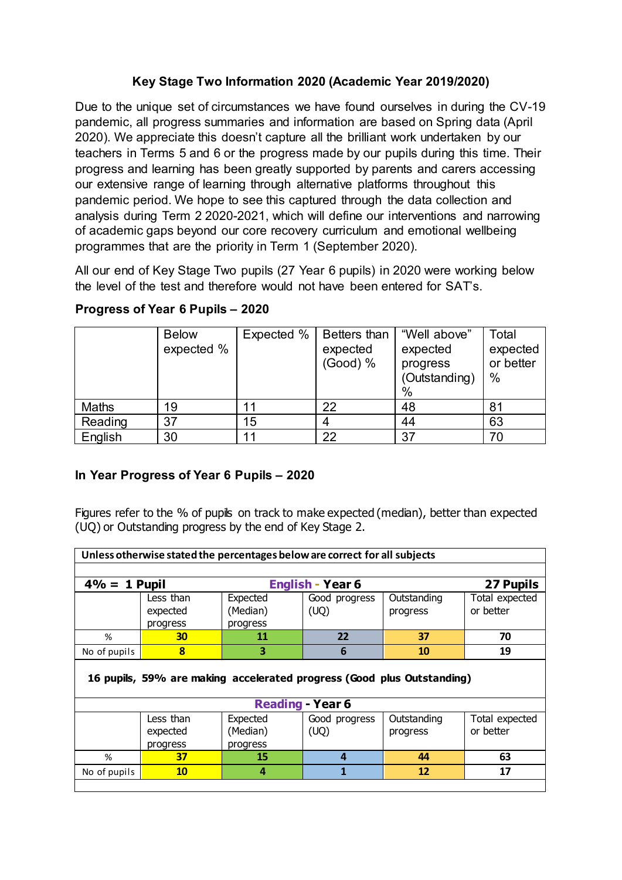# Key Stage Two Information 2020 (Academic Year 2019/2020)

Due to the unique set of circumstances we have found ourselves in during the CV-19 pandemic, all progress summaries and information are based on Spring data (April 2020). We appreciate this doesn't capture all the brilliant work undertaken by our teachers in Terms 5 and 6 or the progress made by our pupils during this time. Their progress and learning has been greatly supported by parents and carers accessing our extensive range of learning through alternative platforms throughout this pandemic period. We hope to see this captured through the data collection and analysis during Term 2 2020-2021, which will define our interventions and narrowing of academic gaps beyond our core recovery curriculum and emotional wellbeing programmes that are the priority in Term 1 (September 2020).

All our end of Key Stage Two pupils (27 Year 6 pupils) in 2020 were working below the level of the test and therefore would not have been entered for SAT's.

## Progress of Year 6 Pupils – 2020

| | Below expected % | Expected % | Betters than expected (Good) % | "Well above" expected progress (Outstanding) % | Total expected or better % |
|---|---|---|---|---|---|
| Maths | 19 | 11 | 22 | 48 | 81 |
| Reading | 37 | 15 | 4 | 44 | 63 |
| English | 30 | 11 | 22 | 37 | 70 |

## In Year Progress of Year 6 Pupils – 2020

Figures refer to the % of pupils on track to make expected (median), better than expected (UQ) or Outstanding progress by the end of Key Stage 2.

**Unless otherwise stated the percentages below are correct for all subjects**

**4% = 1 Pupil** — **English - Year 6** — **27 Pupils**

| | Less than expected progress | Expected (Median) progress | Good progress (UQ) | Outstanding progress | Total expected or better |
|---|---|---|---|---|---|
| % | 30 | 11 | 22 | 37 | 70 |
| No of pupils | 8 | 3 | 6 | 10 | 19 |

**16 pupils, 59% are making accelerated progress (Good plus Outstanding)**

**Reading - Year 6**

| | Less than expected progress | Expected (Median) progress | Good progress (UQ) | Outstanding progress | Total expected or better |
|---|---|---|---|---|---|
| % | 37 | 15 | 4 | 44 | 63 |
| No of pupils | 10 | 4 | 1 | 12 | 17 |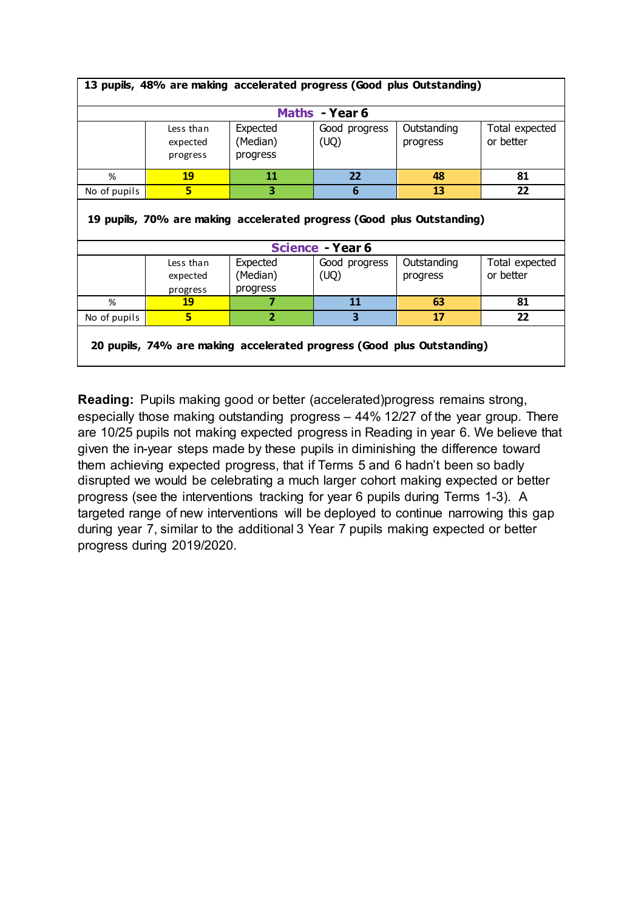**13 pupils, 48% are making accelerated progress (Good plus Outstanding)**

**Maths - Year 6**

| | Less than expected progress | Expected (Median) progress | Good progress (UQ) | Outstanding progress | Total expected or better |
|---|---|---|---|---|---|
| % | 19 | 11 | 22 | 48 | 81 |
| No of pupils | 5 | 3 | 6 | 13 | 22 |

**19 pupils, 70% are making accelerated progress (Good plus Outstanding)**

**Science - Year 6**

| | Less than expected progress | Expected (Median) progress | Good progress (UQ) | Outstanding progress | Total expected or better |
|---|---|---|---|---|---|
| % | 19 | 7 | 11 | 63 | 81 |
| No of pupils | 5 | 2 | 3 | 17 | 22 |

**20 pupils, 74% are making accelerated progress (Good plus Outstanding)**

**Reading:** Pupils making good or better (accelerated)progress remains strong, especially those making outstanding progress – 44% 12/27 of the year group. There are 10/25 pupils not making expected progress in Reading in year 6. We believe that given the in-year steps made by these pupils in diminishing the difference toward them achieving expected progress, that if Terms 5 and 6 hadn't been so badly disrupted we would be celebrating a much larger cohort making expected or better progress (see the interventions tracking for year 6 pupils during Terms 1-3). A targeted range of new interventions will be deployed to continue narrowing this gap during year 7, similar to the additional 3 Year 7 pupils making expected or better progress during 2019/2020.